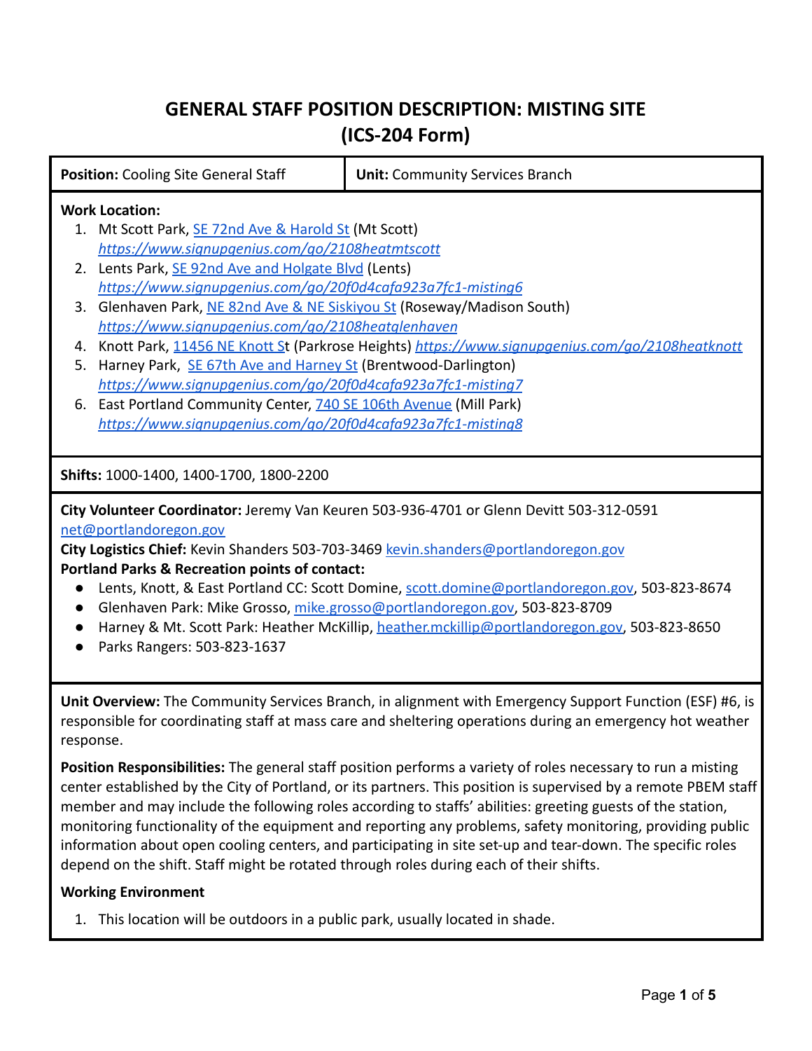# GENERAL STAFF POSITION DESCRIPTION: MISTING SITE (ICS-204 Form)

| **Position:** Cooling Site General Staff | **Unit:** Community Services Branch |
|---|---|

**Work Location:**

1. Mt Scott Park, SE 72nd Ave & Harold St (Mt Scott) *https://www.signupgenius.com/go/2108heatmtscott*
2. Lents Park, SE 92nd Ave and Holgate Blvd (Lents) *https://www.signupgenius.com/go/20f0d4cafa923a7fc1-misting6*
3. Glenhaven Park, NE 82nd Ave & NE Siskiyou St (Roseway/Madison South) *https://www.signupgenius.com/go/2108heatglenhaven*
4. Knott Park, 11456 NE Knott St (Parkrose Heights) *https://www.signupgenius.com/go/2108heatknott*
5. Harney Park, SE 67th Ave and Harney St (Brentwood-Darlington) *https://www.signupgenius.com/go/20f0d4cafa923a7fc1-misting7*
6. East Portland Community Center, 740 SE 106th Avenue (Mill Park) *https://www.signupgenius.com/go/20f0d4cafa923a7fc1-misting8*

**Shifts:** 1000-1400, 1400-1700, 1800-2200

**City Volunteer Coordinator:** Jeremy Van Keuren 503-936-4701 or Glenn Devitt 503-312-0591 net@portlandoregon.gov

**City Logistics Chief:** Kevin Shanders 503-703-3469 kevin.shanders@portlandoregon.gov

**Portland Parks & Recreation points of contact:**

- Lents, Knott, & East Portland CC: Scott Domine, scott.domine@portlandoregon.gov, 503-823-8674
- Glenhaven Park: Mike Grosso, mike.grosso@portlandoregon.gov, 503-823-8709
- Harney & Mt. Scott Park: Heather McKillip, heather.mckillip@portlandoregon.gov, 503-823-8650
- Parks Rangers: 503-823-1637

**Unit Overview:** The Community Services Branch, in alignment with Emergency Support Function (ESF) #6, is responsible for coordinating staff at mass care and sheltering operations during an emergency hot weather response.

**Position Responsibilities:** The general staff position performs a variety of roles necessary to run a misting center established by the City of Portland, or its partners. This position is supervised by a remote PBEM staff member and may include the following roles according to staffs' abilities: greeting guests of the station, monitoring functionality of the equipment and reporting any problems, safety monitoring, providing public information about open cooling centers, and participating in site set-up and tear-down. The specific roles depend on the shift. Staff might be rotated through roles during each of their shifts.

**Working Environment**

1. This location will be outdoors in a public park, usually located in shade.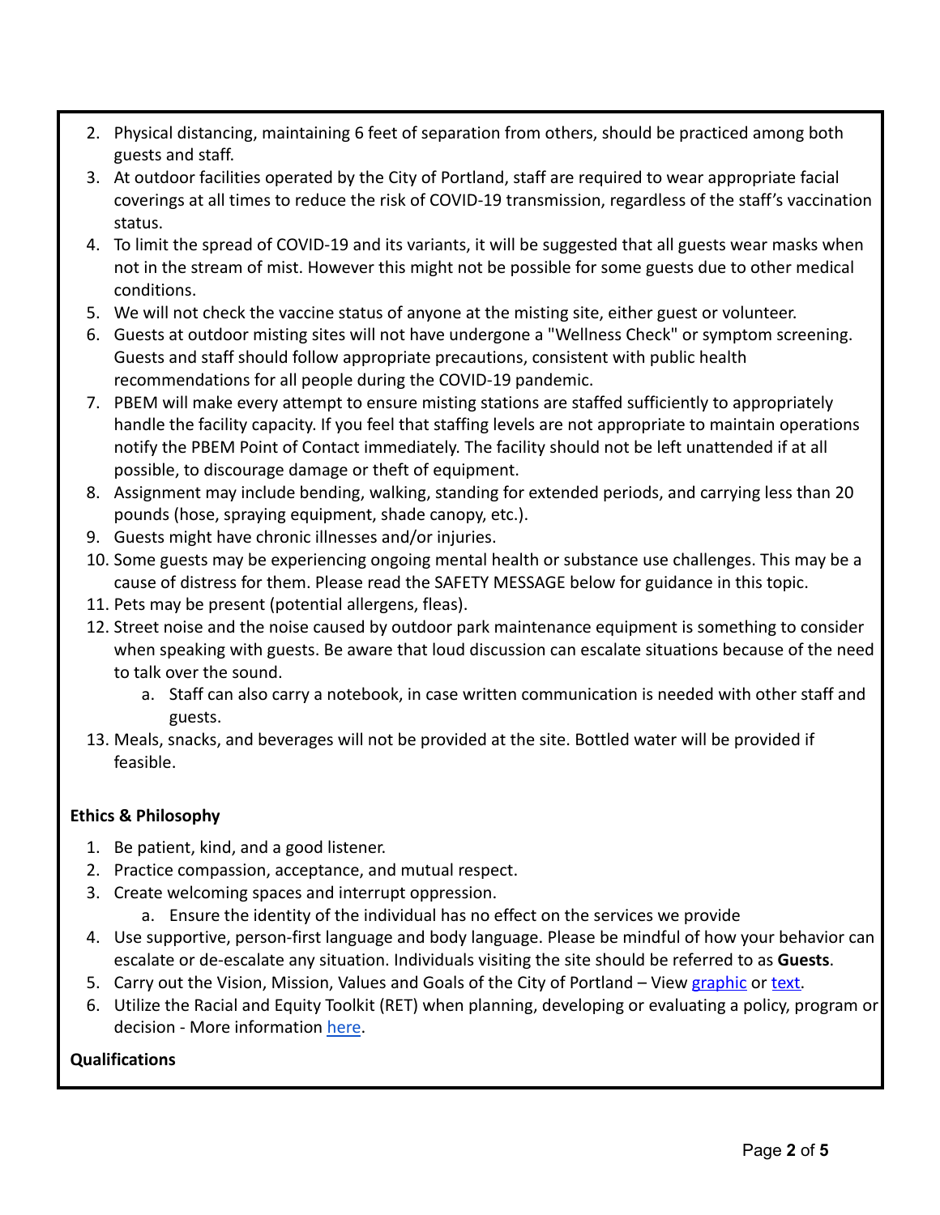2. Physical distancing, maintaining 6 feet of separation from others, should be practiced among both guests and staff.
3. At outdoor facilities operated by the City of Portland, staff are required to wear appropriate facial coverings at all times to reduce the risk of COVID-19 transmission, regardless of the staff's vaccination status.
4. To limit the spread of COVID-19 and its variants, it will be suggested that all guests wear masks when not in the stream of mist. However this might not be possible for some guests due to other medical conditions.
5. We will not check the vaccine status of anyone at the misting site, either guest or volunteer.
6. Guests at outdoor misting sites will not have undergone a "Wellness Check" or symptom screening. Guests and staff should follow appropriate precautions, consistent with public health recommendations for all people during the COVID-19 pandemic.
7. PBEM will make every attempt to ensure misting stations are staffed sufficiently to appropriately handle the facility capacity. If you feel that staffing levels are not appropriate to maintain operations notify the PBEM Point of Contact immediately. The facility should not be left unattended if at all possible, to discourage damage or theft of equipment.
8. Assignment may include bending, walking, standing for extended periods, and carrying less than 20 pounds (hose, spraying equipment, shade canopy, etc.).
9. Guests might have chronic illnesses and/or injuries.
10. Some guests may be experiencing ongoing mental health or substance use challenges. This may be a cause of distress for them. Please read the SAFETY MESSAGE below for guidance in this topic.
11. Pets may be present (potential allergens, fleas).
12. Street noise and the noise caused by outdoor park maintenance equipment is something to consider when speaking with guests. Be aware that loud discussion can escalate situations because of the need to talk over the sound.
    a. Staff can also carry a notebook, in case written communication is needed with other staff and guests.
13. Meals, snacks, and beverages will not be provided at the site. Bottled water will be provided if feasible.

**Ethics & Philosophy**

1. Be patient, kind, and a good listener.
2. Practice compassion, acceptance, and mutual respect.
3. Create welcoming spaces and interrupt oppression.
    a. Ensure the identity of the individual has no effect on the services we provide
4. Use supportive, person-first language and body language. Please be mindful of how your behavior can escalate or de-escalate any situation. Individuals visiting the site should be referred to as **Guests**.
5. Carry out the Vision, Mission, Values and Goals of the City of Portland – View graphic or text.
6. Utilize the Racial and Equity Toolkit (RET) when planning, developing or evaluating a policy, program or decision - More information here.

**Qualifications**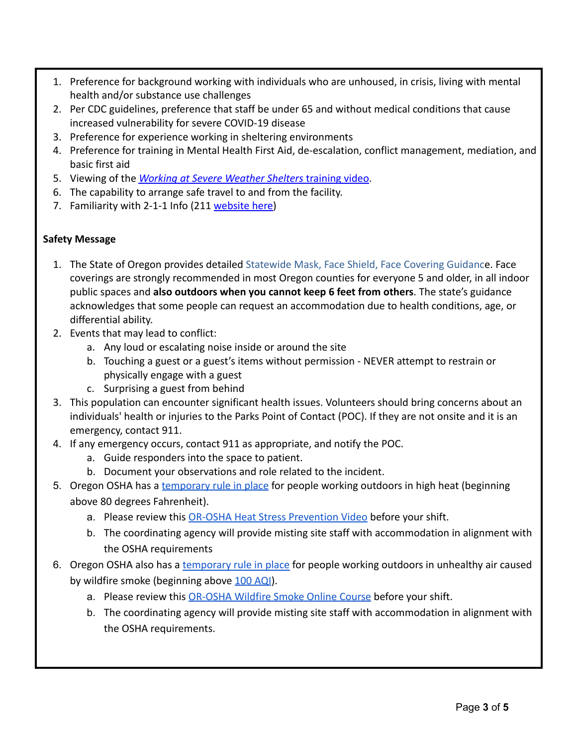1. Preference for background working with individuals who are unhoused, in crisis, living with mental health and/or substance use challenges
2. Per CDC guidelines, preference that staff be under 65 and without medical conditions that cause increased vulnerability for severe COVID-19 disease
3. Preference for experience working in sheltering environments
4. Preference for training in Mental Health First Aid, de-escalation, conflict management, mediation, and basic first aid
5. Viewing of the *Working at Severe Weather Shelters* training video.
6. The capability to arrange safe travel to and from the facility.
7. Familiarity with 2-1-1 Info (211 website here)

**Safety Message**

1. The State of Oregon provides detailed Statewide Mask, Face Shield, Face Covering Guidance. Face coverings are strongly recommended in most Oregon counties for everyone 5 and older, in all indoor public spaces and **also outdoors when you cannot keep 6 feet from others**. The state's guidance acknowledges that some people can request an accommodation due to health conditions, age, or differential ability.
2. Events that may lead to conflict:
   a. Any loud or escalating noise inside or around the site
   b. Touching a guest or a guest's items without permission - NEVER attempt to restrain or physically engage with a guest
   c. Surprising a guest from behind
3. This population can encounter significant health issues. Volunteers should bring concerns about an individuals' health or injuries to the Parks Point of Contact (POC). If they are not onsite and it is an emergency, contact 911.
4. If any emergency occurs, contact 911 as appropriate, and notify the POC.
   a. Guide responders into the space to patient.
   b. Document your observations and role related to the incident.
5. Oregon OSHA has a temporary rule in place for people working outdoors in high heat (beginning above 80 degrees Fahrenheit).
   a. Please review this OR-OSHA Heat Stress Prevention Video before your shift.
   b. The coordinating agency will provide misting site staff with accommodation in alignment with the OSHA requirements
6. Oregon OSHA also has a temporary rule in place for people working outdoors in unhealthy air caused by wildfire smoke (beginning above 100 AQI).
   a. Please review this OR-OSHA Wildfire Smoke Online Course before your shift.
   b. The coordinating agency will provide misting site staff with accommodation in alignment with the OSHA requirements.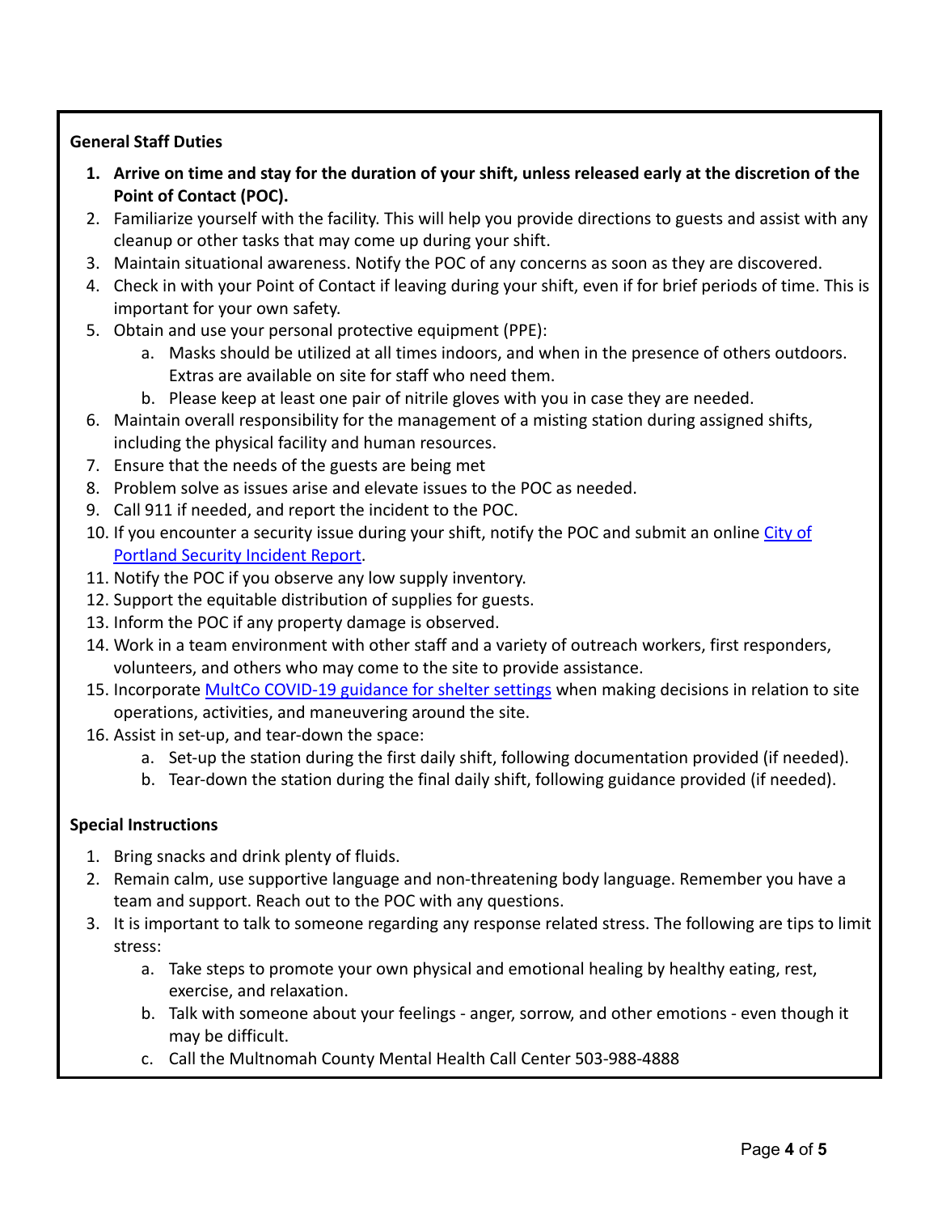**General Staff Duties**

1. **Arrive on time and stay for the duration of your shift, unless released early at the discretion of the Point of Contact (POC).**
2. Familiarize yourself with the facility. This will help you provide directions to guests and assist with any cleanup or other tasks that may come up during your shift.
3. Maintain situational awareness. Notify the POC of any concerns as soon as they are discovered.
4. Check in with your Point of Contact if leaving during your shift, even if for brief periods of time. This is important for your own safety.
5. Obtain and use your personal protective equipment (PPE):
    a. Masks should be utilized at all times indoors, and when in the presence of others outdoors. Extras are available on site for staff who need them.
    b. Please keep at least one pair of nitrile gloves with you in case they are needed.
6. Maintain overall responsibility for the management of a misting station during assigned shifts, including the physical facility and human resources.
7. Ensure that the needs of the guests are being met
8. Problem solve as issues arise and elevate issues to the POC as needed.
9. Call 911 if needed, and report the incident to the POC.
10. If you encounter a security issue during your shift, notify the POC and submit an online City of Portland Security Incident Report.
11. Notify the POC if you observe any low supply inventory.
12. Support the equitable distribution of supplies for guests.
13. Inform the POC if any property damage is observed.
14. Work in a team environment with other staff and a variety of outreach workers, first responders, volunteers, and others who may come to the site to provide assistance.
15. Incorporate MultCo COVID-19 guidance for shelter settings when making decisions in relation to site operations, activities, and maneuvering around the site.
16. Assist in set-up, and tear-down the space:
    a. Set-up the station during the first daily shift, following documentation provided (if needed).
    b. Tear-down the station during the final daily shift, following guidance provided (if needed).

**Special Instructions**

1. Bring snacks and drink plenty of fluids.
2. Remain calm, use supportive language and non-threatening body language. Remember you have a team and support. Reach out to the POC with any questions.
3. It is important to talk to someone regarding any response related stress. The following are tips to limit stress:
    a. Take steps to promote your own physical and emotional healing by healthy eating, rest, exercise, and relaxation.
    b. Talk with someone about your feelings - anger, sorrow, and other emotions - even though it may be difficult.
    c. Call the Multnomah County Mental Health Call Center 503-988-4888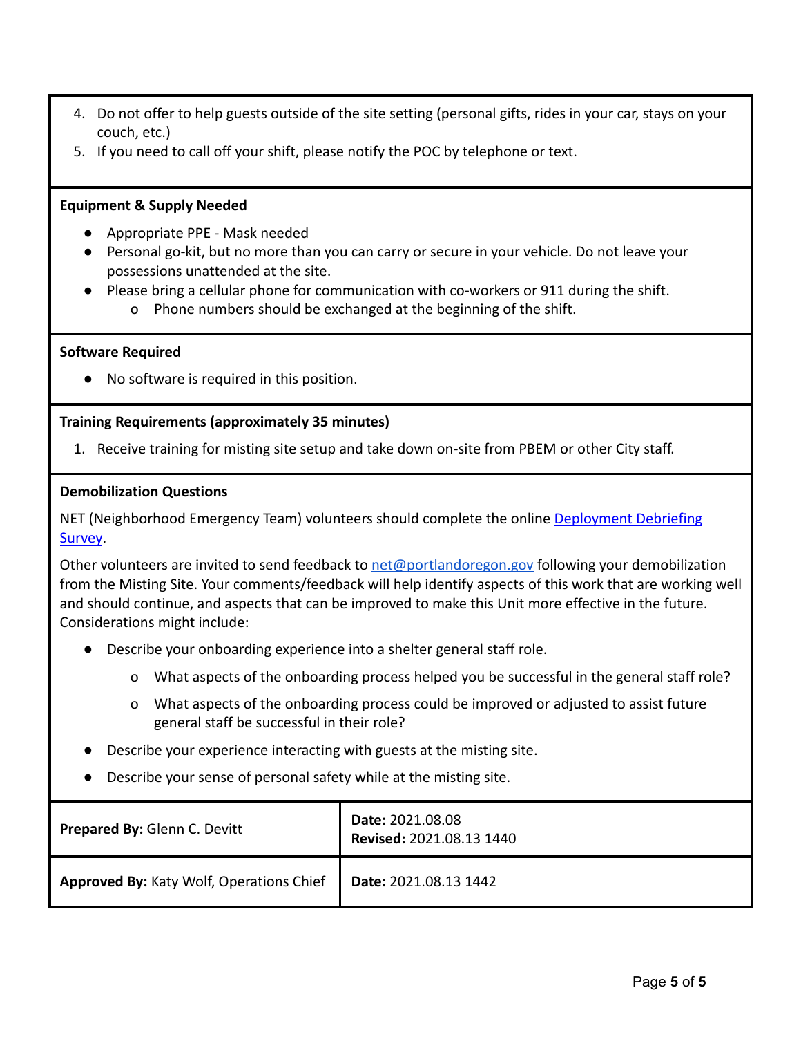4. Do not offer to help guests outside of the site setting (personal gifts, rides in your car, stays on your couch, etc.)
5. If you need to call off your shift, please notify the POC by telephone or text.

**Equipment & Supply Needed**

- Appropriate PPE - Mask needed
- Personal go-kit, but no more than you can carry or secure in your vehicle. Do not leave your possessions unattended at the site.
- Please bring a cellular phone for communication with co-workers or 911 during the shift.
  - Phone numbers should be exchanged at the beginning of the shift.

**Software Required**

- No software is required in this position.

**Training Requirements (approximately 35 minutes)**

1. Receive training for misting site setup and take down on-site from PBEM or other City staff.

**Demobilization Questions**

NET (Neighborhood Emergency Team) volunteers should complete the online Deployment Debriefing Survey.

Other volunteers are invited to send feedback to net@portlandoregon.gov following your demobilization from the Misting Site. Your comments/feedback will help identify aspects of this work that are working well and should continue, and aspects that can be improved to make this Unit more effective in the future. Considerations might include:

- Describe your onboarding experience into a shelter general staff role.
  - What aspects of the onboarding process helped you be successful in the general staff role?
  - What aspects of the onboarding process could be improved or adjusted to assist future general staff be successful in their role?
- Describe your experience interacting with guests at the misting site.
- Describe your sense of personal safety while at the misting site.

| | |
|---|---|
| **Prepared By:** Glenn C. Devitt | **Date:** 2021.08.08<br>**Revised:** 2021.08.13 1440 |
| **Approved By:** Katy Wolf, Operations Chief | **Date:** 2021.08.13 1442 |